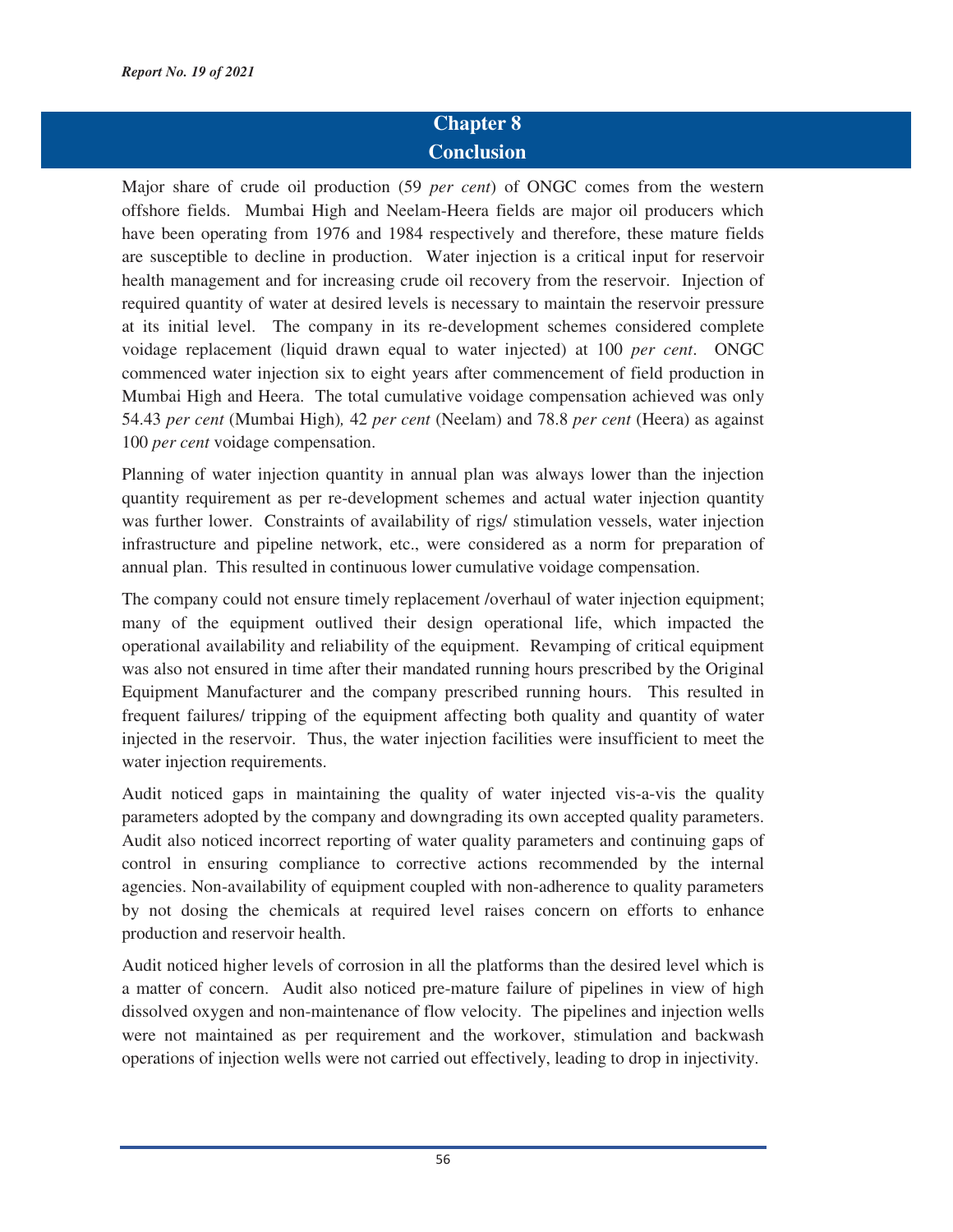# Chapter 8
# Conclusion

Major share of crude oil production (59 *per cent*) of ONGC comes from the western offshore fields. Mumbai High and Neelam-Heera fields are major oil producers which have been operating from 1976 and 1984 respectively and therefore, these mature fields are susceptible to decline in production. Water injection is a critical input for reservoir health management and for increasing crude oil recovery from the reservoir. Injection of required quantity of water at desired levels is necessary to maintain the reservoir pressure at its initial level. The company in its re-development schemes considered complete voidage replacement (liquid drawn equal to water injected) at 100 *per cent*. ONGC commenced water injection six to eight years after commencement of field production in Mumbai High and Heera. The total cumulative voidage compensation achieved was only 54.43 *per cent* (Mumbai High), 42 *per cent* (Neelam) and 78.8 *per cent* (Heera) as against 100 *per cent* voidage compensation.

Planning of water injection quantity in annual plan was always lower than the injection quantity requirement as per re-development schemes and actual water injection quantity was further lower. Constraints of availability of rigs/ stimulation vessels, water injection infrastructure and pipeline network, etc., were considered as a norm for preparation of annual plan. This resulted in continuous lower cumulative voidage compensation.

The company could not ensure timely replacement /overhaul of water injection equipment; many of the equipment outlived their design operational life, which impacted the operational availability and reliability of the equipment. Revamping of critical equipment was also not ensured in time after their mandated running hours prescribed by the Original Equipment Manufacturer and the company prescribed running hours. This resulted in frequent failures/ tripping of the equipment affecting both quality and quantity of water injected in the reservoir. Thus, the water injection facilities were insufficient to meet the water injection requirements.

Audit noticed gaps in maintaining the quality of water injected vis-a-vis the quality parameters adopted by the company and downgrading its own accepted quality parameters. Audit also noticed incorrect reporting of water quality parameters and continuing gaps of control in ensuring compliance to corrective actions recommended by the internal agencies. Non-availability of equipment coupled with non-adherence to quality parameters by not dosing the chemicals at required level raises concern on efforts to enhance production and reservoir health.

Audit noticed higher levels of corrosion in all the platforms than the desired level which is a matter of concern. Audit also noticed pre-mature failure of pipelines in view of high dissolved oxygen and non-maintenance of flow velocity. The pipelines and injection wells were not maintained as per requirement and the workover, stimulation and backwash operations of injection wells were not carried out effectively, leading to drop in injectivity.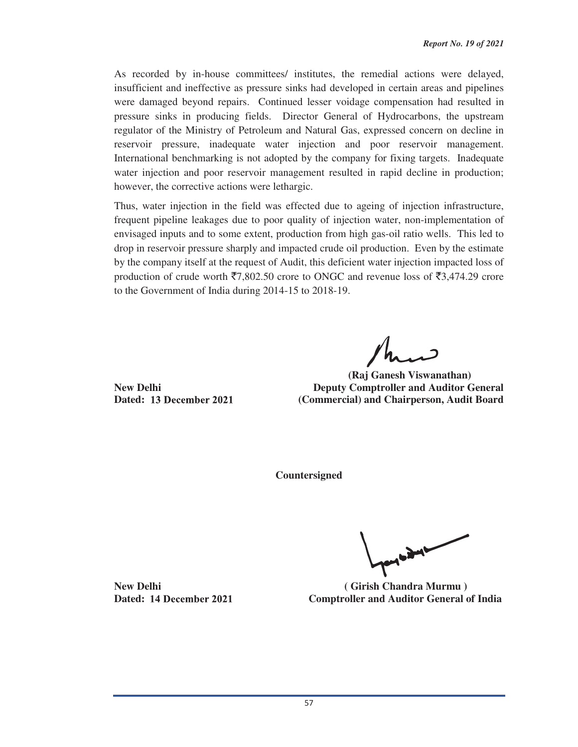As recorded by in-house committees/ institutes, the remedial actions were delayed, insufficient and ineffective as pressure sinks had developed in certain areas and pipelines were damaged beyond repairs. Continued lesser voidage compensation had resulted in pressure sinks in producing fields. Director General of Hydrocarbons, the upstream regulator of the Ministry of Petroleum and Natural Gas, expressed concern on decline in reservoir pressure, inadequate water injection and poor reservoir management. International benchmarking is not adopted by the company for fixing targets. Inadequate water injection and poor reservoir management resulted in rapid decline in production; however, the corrective actions were lethargic.

Thus, water injection in the field was effected due to ageing of injection infrastructure, frequent pipeline leakages due to poor quality of injection water, non-implementation of envisaged inputs and to some extent, production from high gas-oil ratio wells. This led to drop in reservoir pressure sharply and impacted crude oil production. Even by the estimate by the company itself at the request of Audit, this deficient water injection impacted loss of production of crude worth ₹7,802.50 crore to ONGC and revenue loss of ₹3,474.29 crore to the Government of India during 2014-15 to 2018-19.

**(Raj Ganesh Viswanathan)**
**Deputy Comptroller and Auditor General**
**(Commercial) and Chairperson, Audit Board**

**New Delhi**
**Dated: 13 December 2021**

**Countersigned**

**( Girish Chandra Murmu )**
**Comptroller and Auditor General of India**

**New Delhi**
**Dated: 14 December 2021**